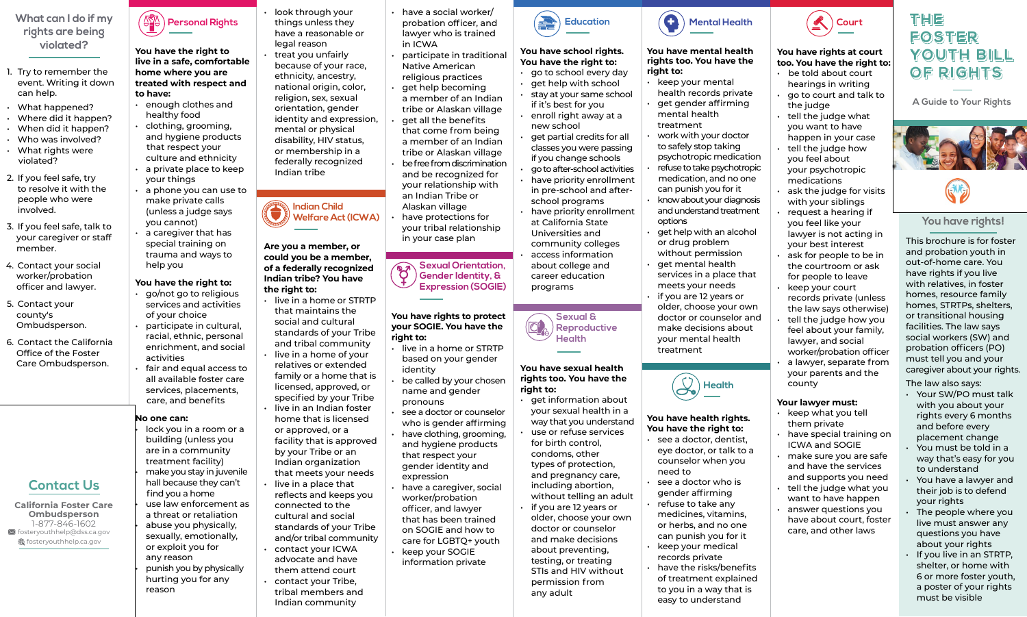# THE FOSTER YOUTH BILL OF RIGHTS

A Guide to Your Rights

## You have rights!

This brochure is for foster and probation youth in out-of-home care. You have rights if you live with relatives, in foster homes, resource family homes, STRTPs, shelters, or transitional housing facilities. The law says social workers (SW) and probation officers (PO) must tell you and your caregiver about your rights.

The law also says:

- Your SW/PO must talk with you about your rights every 6 months and before every placement change
- You must be told in a way that's easy for you to understand
- You have a lawyer and their job is to defend your rights
- The people where you live must answer any questions you have about your rights
- If you live in an STRTP, shelter, or home with 6 or more foster youth, a poster of your rights must be visible

## What can I do if my rights are being violated?

1. Try to remember the event. Writing it down can help.
   - What happened?
   - Where did it happen?
   - When did it happen?
   - Who was involved?
   - What rights were violated?
2. If you feel safe, try to resolve it with the people who were involved.
3. If you feel safe, talk to your caregiver or staff member.
4. Contact your social worker/probation officer and lawyer.
5. Contact your county's Ombudsperson.
6. Contact the California Office of the Foster Care Ombudsperson.

## Contact Us

**California Foster Care Ombudsperson**
1-877-846-1602
fosteryouthhelp@dss.ca.gov
fosteryouthhelp.ca.gov

## Personal Rights

**You have the right to live in a safe, comfortable home where you are treated with respect and to have:**

- enough clothes and healthy food
- clothing, grooming, and hygiene products that respect your culture and ethnicity
- a private place to keep your things
- a phone you can use to make private calls (unless a judge says you cannot)
- a caregiver that has special training on trauma and ways to help you

**You have the right to:**

- go/not go to religious services and activities of your choice
- participate in cultural, racial, ethnic, personal enrichment, and social activities
- fair and equal access to all available foster care services, placements, care, and benefits

**No one can:**

- lock you in a room or a building (unless you are in a community treatment facility)
- make you stay in juvenile hall because they can't find you a home
- use law enforcement as a threat or retaliation
- abuse you physically, sexually, emotionally, or exploit you for any reason
- punish you by physically hurting you for any reason
- look through your things unless they have a reasonable or legal reason
- treat you unfairly because of your race, ethnicity, ancestry, national origin, color, religion, sex, sexual orientation, gender identity and expression, mental or physical disability, HIV status, or membership in a federally recognized Indian tribe

## Indian Child Welfare Act (ICWA)

**Are you a member, or could you be a member, of a federally recognized Indian tribe? You have the right to:**

- live in a home or STRTP that maintains the social and cultural standards of your Tribe and tribal community
- live in a home of your relatives or extended family or a home that is licensed, approved, or specified by your Tribe
- live in an Indian foster home that is licensed or approved, or a facility that is approved by your Tribe or an Indian organization that meets your needs
- live in a place that reflects and keeps you connected to the cultural and social standards of your Tribe and/or tribal community
- contact your ICWA advocate and have them attend court
- contact your Tribe, tribal members and Indian community
- have a social worker/probation officer, and lawyer who is trained in ICWA
- participate in traditional Native American religious practices
- get help becoming a member of an Indian tribe or Alaskan village
- get all the benefits that come from being a member of an Indian tribe or Alaskan village
- be free from discrimination and be recognized for your relationship with an Indian Tribe or Alaskan village
- have protections for your tribal relationship in your case plan

## Sexual Orientation, Gender Identity, & Expression (SOGIE)

**You have rights to protect your SOGIE. You have the right to:**

- live in a home or STRTP based on your gender identity
- be called by your chosen name and gender pronouns
- see a doctor or counselor who is gender affirming
- have clothing, grooming, and hygiene products that respect your gender identity and expression
- have a caregiver, social worker/probation officer, and lawyer that has been trained on SOGIE and how to care for LGBTQ+ youth
- keep your SOGIE information private

## Education

**You have school rights. You have the right to:**

- go to school every day
- get help with school
- stay at your same school if it's best for you
- enroll right away at a new school
- get partial credits for all classes you were passing if you change schools
- go to after-school activities
- have priority enrollment in pre-school and after-school programs
- have priority enrollment at California State Universities and community colleges
- access information about college and career education programs

## Sexual & Reproductive Health

**You have sexual health rights too. You have the right to:**

- get information about your sexual health in a way that you understand
- use or refuse services for birth control, condoms, other types of protection, and pregnancy care, including abortion, without telling an adult
- if you are 12 years or older, choose your own doctor or counselor and make decisions about preventing, testing, or treating STIs and HIV without permission from any adult

## Mental Health

**You have mental health rights too. You have the right to:**

- keep your mental health records private
- get gender affirming mental health treatment
- work with your doctor to safely stop taking psychotropic medication
- refuse to take psychotropic medication, and no one can punish you for it
- know about your diagnosis and understand treatment options
- get help with an alcohol or drug problem without permission
- get mental health services in a place that meets your needs
- if you are 12 years or older, choose your own doctor or counselor and make decisions about your mental health treatment

## Health

**You have health rights. You have the right to:**

- see a doctor, dentist, eye doctor, or talk to a counselor when you need to
- see a doctor who is gender affirming
- refuse to take any medicines, vitamins, or herbs, and no one can punish you for it
- keep your medical records private
- have the risks/benefits of treatment explained to you in a way that is easy to understand

## Court

**You have rights at court too. You have the right to:**

- be told about court hearings in writing
- go to court and talk to the judge
- tell the judge what you want to have happen in your case
- tell the judge how you feel about your psychotropic medications
- ask the judge for visits with your siblings
- request a hearing if you feel like your lawyer is not acting in your best interest
- ask for people to be in the courtroom or ask for people to leave
- keep your court records private (unless the law says otherwise)
- tell the judge how you feel about your family, lawyer, and social worker/probation officer
- a lawyer, separate from your parents and the county

**Your lawyer must:**

- keep what you tell them private
- have special training on ICWA and SOGIE
- make sure you are safe and have the services and supports you need
- tell the judge what you want to have happen
- answer questions you have about court, foster care, and other laws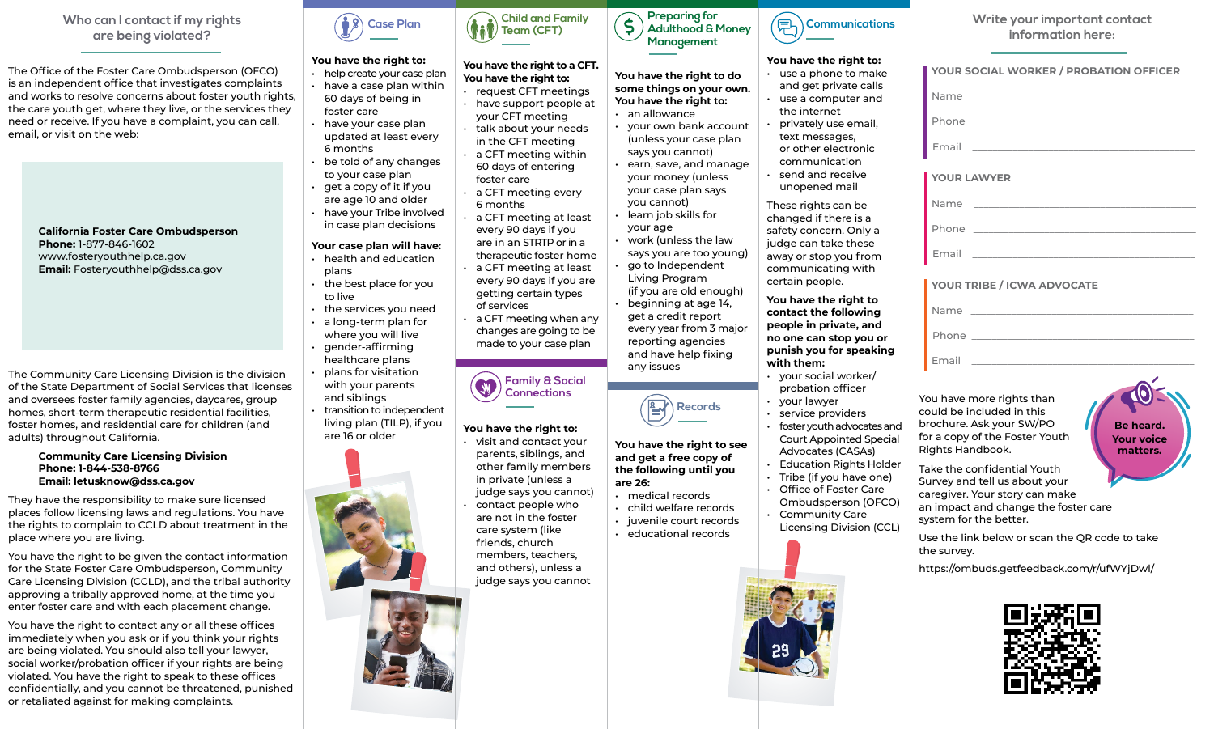## Who can I contact if my rights are being violated?

The Office of the Foster Care Ombudsperson (OFCO) is an independent office that investigates complaints and works to resolve concerns about foster youth rights, the care youth get, where they live, or the services they need or receive. If you have a complaint, you can call, email, or visit on the web:

**California Foster Care Ombudsperson**
**Phone:** 1-877-846-1602
www.fosteryouthhelp.ca.gov
**Email:** Fosteryouthhelp@dss.ca.gov

The Community Care Licensing Division is the division of the State Department of Social Services that licenses and oversees foster family agencies, daycares, group homes, short-term therapeutic residential facilities, foster homes, and residential care for children (and adults) throughout California.

**Community Care Licensing Division**
**Phone: 1-844-538-8766**
**Email: letusknow@dss.ca.gov**

They have the responsibility to make sure licensed places follow licensing laws and regulations. You have the rights to complain to CCLD about treatment in the place where you are living.

You have the right to be given the contact information for the State Foster Care Ombudsperson, Community Care Licensing Division (CCLD), and the tribal authority approving a tribally approved home, at the time you enter foster care and with each placement change.

You have the right to contact any or all these offices immediately when you ask or if you think your rights are being violated. You should also tell your lawyer, social worker/probation officer if your rights are being violated. You have the right to speak to these offices confidentially, and you cannot be threatened, punished or retaliated against for making complaints.

## Case Plan

**You have the right to:**

- help create your case plan
- have a case plan within 60 days of being in foster care
- have your case plan updated at least every 6 months
- be told of any changes to your case plan
- get a copy of it if you are age 10 and older
- have your Tribe involved in case plan decisions

**Your case plan will have:**

- health and education plans
- the best place for you to live
- the services you need
- a long-term plan for where you will live
- gender-affirming healthcare plans
- plans for visitation with your parents and siblings
- transition to independent living plan (TILP), if you are 16 or older

## Child and Family Team (CFT)

**You have the right to a CFT. You have the right to:**

- request CFT meetings
- have support people at your CFT meeting
- talk about your needs in the CFT meeting
- a CFT meeting within 60 days of entering foster care
- a CFT meeting every 6 months
- a CFT meeting at least every 90 days if you are in an STRTP or in a therapeutic foster home
- a CFT meeting at least every 90 days if you are getting certain types of services
- a CFT meeting when any changes are going to be made to your case plan

## Family & Social Connections

**You have the right to:**

- visit and contact your parents, siblings, and other family members in private (unless a judge says you cannot)
- contact people who are not in the foster care system (like friends, church members, teachers, and others), unless a judge says you cannot

## Preparing for Adulthood & Money Management

**You have the right to do some things on your own. You have the right to:**

- an allowance
- your own bank account (unless your case plan says you cannot)
- earn, save, and manage your money (unless your case plan says you cannot)
- learn job skills for your age
- work (unless the law says you are too young)
- go to Independent Living Program (if you are old enough)
- beginning at age 14, get a credit report every year from 3 major reporting agencies and have help fixing any issues

## Records

**You have the right to see and get a free copy of the following until you are 26:**

- medical records
- child welfare records
- juvenile court records
- educational records

## Communications

**You have the right to:**

- use a phone to make and get private calls
- use a computer and the internet
- privately use email, text messages, or other electronic communication
- send and receive unopened mail

These rights can be changed if there is a safety concern. Only a judge can take these away or stop you from communicating with certain people.

**You have the right to contact the following people in private, and no one can stop you or punish you for speaking with them:**

- your social worker/probation officer
- your lawyer
- service providers
- foster youth advocates and Court Appointed Special Advocates (CASAs)
- Education Rights Holder
- Tribe (if you have one)
- Office of Foster Care Ombudsperson (OFCO)
- Community Care Licensing Division (CCL)

## Write your important contact information here:

**YOUR SOCIAL WORKER / PROBATION OFFICER**

Name ______________________

Phone ______________________

Email ______________________

**YOUR LAWYER**

Name ______________________

Phone ______________________

Email ______________________

**YOUR TRIBE / ICWA ADVOCATE**

Name ______________________

Phone ______________________

Email ______________________

You have more rights than could be included in this brochure. Ask your SW/PO for a copy of the Foster Youth Rights Handbook.

**Be heard. Your voice matters.**

Take the confidential Youth Survey and tell us about your caregiver. Your story can make an impact and change the foster care system for the better.

Use the link below or scan the QR code to take the survey.

https://ombuds.getfeedback.com/r/ufWYjDwl/